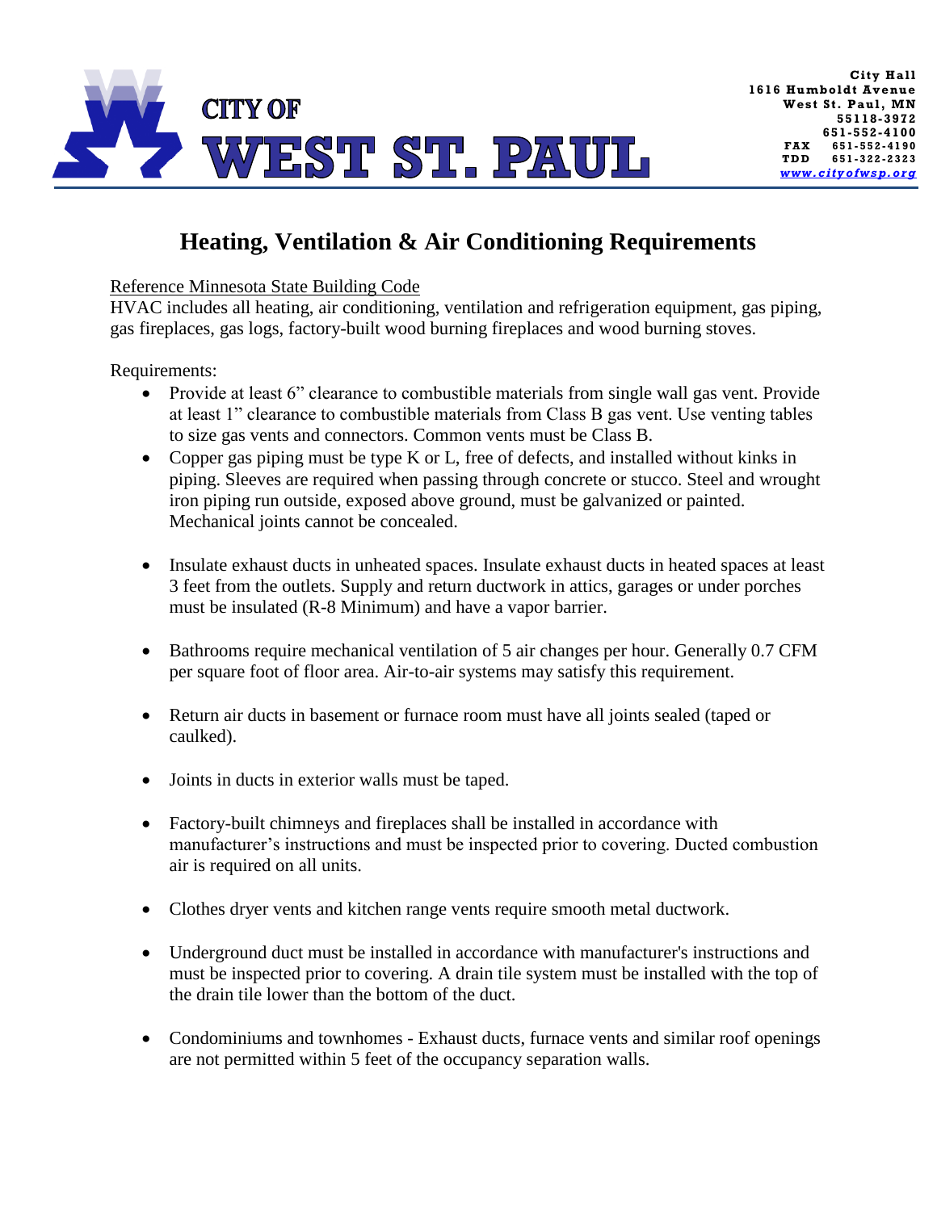# CITY OF WEST ST. PAUL

City Hall
1616 Humboldt Avenue
West St. Paul, MN
55118-3972
651-552-4100
FAX 651-552-4190
TDD 651-322-2323
www.cityofwsp.org

## Heating, Ventilation & Air Conditioning Requirements

Reference Minnesota State Building Code

HVAC includes all heating, air conditioning, ventilation and refrigeration equipment, gas piping, gas fireplaces, gas logs, factory-built wood burning fireplaces and wood burning stoves.

Requirements:

- Provide at least 6" clearance to combustible materials from single wall gas vent. Provide at least 1" clearance to combustible materials from Class B gas vent. Use venting tables to size gas vents and connectors. Common vents must be Class B.
- Copper gas piping must be type K or L, free of defects, and installed without kinks in piping. Sleeves are required when passing through concrete or stucco. Steel and wrought iron piping run outside, exposed above ground, must be galvanized or painted. Mechanical joints cannot be concealed.
- Insulate exhaust ducts in unheated spaces. Insulate exhaust ducts in heated spaces at least 3 feet from the outlets. Supply and return ductwork in attics, garages or under porches must be insulated (R-8 Minimum) and have a vapor barrier.
- Bathrooms require mechanical ventilation of 5 air changes per hour. Generally 0.7 CFM per square foot of floor area. Air-to-air systems may satisfy this requirement.
- Return air ducts in basement or furnace room must have all joints sealed (taped or caulked).
- Joints in ducts in exterior walls must be taped.
- Factory-built chimneys and fireplaces shall be installed in accordance with manufacturer's instructions and must be inspected prior to covering. Ducted combustion air is required on all units.
- Clothes dryer vents and kitchen range vents require smooth metal ductwork.
- Underground duct must be installed in accordance with manufacturer's instructions and must be inspected prior to covering. A drain tile system must be installed with the top of the drain tile lower than the bottom of the duct.
- Condominiums and townhomes - Exhaust ducts, furnace vents and similar roof openings are not permitted within 5 feet of the occupancy separation walls.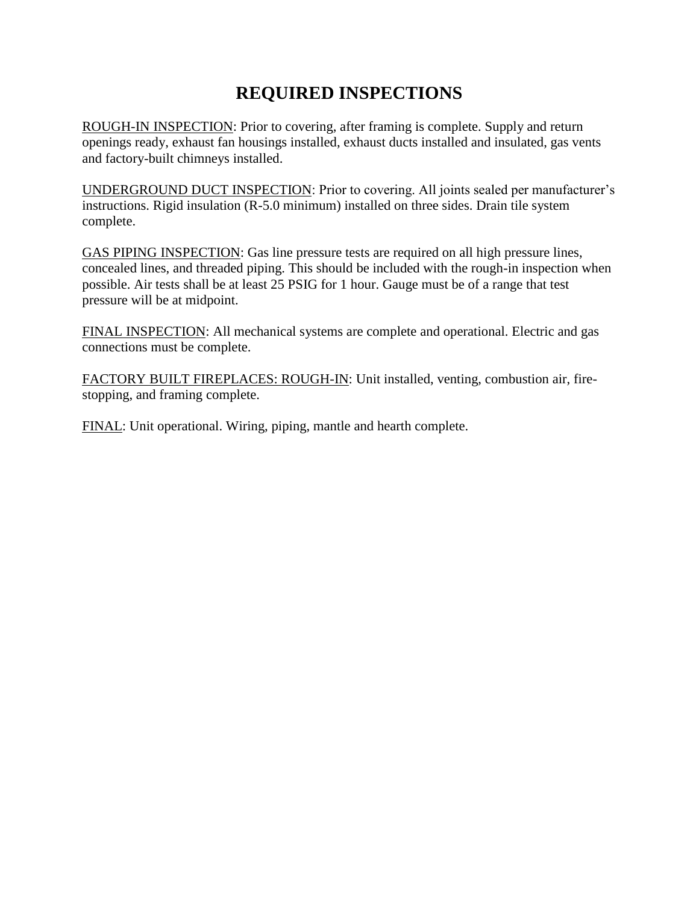# REQUIRED INSPECTIONS

ROUGH-IN INSPECTION: Prior to covering, after framing is complete. Supply and return openings ready, exhaust fan housings installed, exhaust ducts installed and insulated, gas vents and factory-built chimneys installed.

UNDERGROUND DUCT INSPECTION: Prior to covering. All joints sealed per manufacturer's instructions. Rigid insulation (R-5.0 minimum) installed on three sides. Drain tile system complete.

GAS PIPING INSPECTION: Gas line pressure tests are required on all high pressure lines, concealed lines, and threaded piping. This should be included with the rough-in inspection when possible. Air tests shall be at least 25 PSIG for 1 hour. Gauge must be of a range that test pressure will be at midpoint.

FINAL INSPECTION: All mechanical systems are complete and operational. Electric and gas connections must be complete.

FACTORY BUILT FIREPLACES: ROUGH-IN: Unit installed, venting, combustion air, fire-stopping, and framing complete.

FINAL: Unit operational. Wiring, piping, mantle and hearth complete.